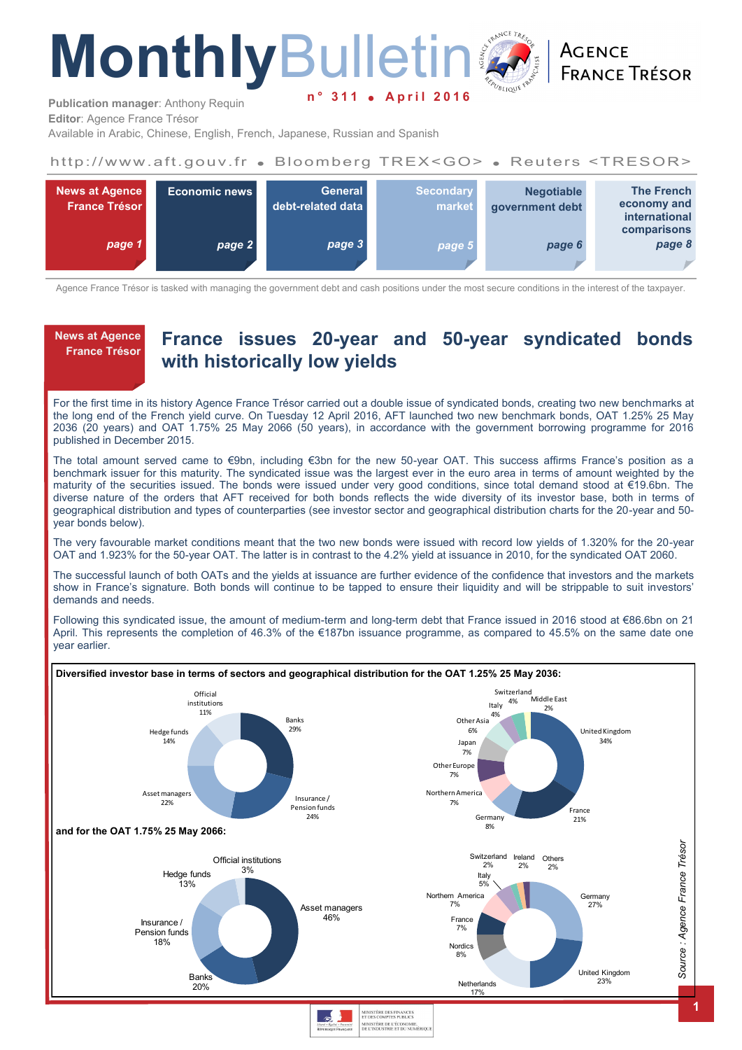# MonthlyBulletin

n° 311 • April 2016

AGENCE FRANCE TRÉSOR

**Publication manager**: Anthony Requin
**Editor**: Agence France Trésor
Available in Arabic, Chinese, English, French, Japanese, Russian and Spanish

http://www.aft.gouv.fr • Bloomberg TREX<GO> • Reuters <TRESOR>

News at Agence France Trésor — page 1
Economic news — page 2
General debt-related data — page 3
Secondary market — page 5
Negotiable government debt — page 6
The French economy and international comparisons — page 8

Agence France Trésor is tasked with managing the government debt and cash positions under the most secure conditions in the interest of the taxpayer.

News at Agence France Trésor

## France issues 20-year and 50-year syndicated bonds with historically low yields

For the first time in its history Agence France Trésor carried out a double issue of syndicated bonds, creating two new benchmarks at the long end of the French yield curve. On Tuesday 12 April 2016, AFT launched two new benchmark bonds, OAT 1.25% 25 May 2036 (20 years) and OAT 1.75% 25 May 2066 (50 years), in accordance with the government borrowing programme for 2016 published in December 2015.

The total amount served came to €9bn, including €3bn for the new 50-year OAT. This success affirms France's position as a benchmark issuer for this maturity. The syndicated issue was the largest ever in the euro area in terms of amount weighted by the maturity of the securities issued. The bonds were issued under very good conditions, since total demand stood at €19.6bn. The diverse nature of the orders that AFT received for both bonds reflects the wide diversity of its investor base, both in terms of geographical distribution and types of counterparties (see investor sector and geographical distribution charts for the 20-year and 50-year bonds below).

The very favourable market conditions meant that the two new bonds were issued with record low yields of 1.320% for the 20-year OAT and 1.923% for the 50-year OAT. The latter is in contrast to the 4.2% yield at issuance in 2010, for the syndicated OAT 2060.

The successful launch of both OATs and the yields at issuance are further evidence of the confidence that investors and the markets show in France's signature. Both bonds will continue to be tapped to ensure their liquidity and will be strippable to suit investors' demands and needs.

Following this syndicated issue, the amount of medium-term and long-term debt that France issued in 2016 stood at €86.6bn on 21 April. This represents the completion of 46.3% of the €187bn issuance programme, as compared to 45.5% on the same date one year earlier.

**Diversified investor base in terms of sectors and geographical distribution for the OAT 1.25% 25 May 2036:**

Official institutions 11%
Banks 29%
Hedge funds 14%
Asset managers 22%
Insurance / Pension funds 24%

Switzerland 4%
Middle East 2%
Italy 4%
Other Asia 6%
Japan 7%
Other Europe 7%
Northern America 7%
Germany 8%
France 21%
United Kingdom 34%

**and for the OAT 1.75% 25 May 2066:**

Official institutions 3%
Hedge funds 13%
Asset managers 46%
Insurance / Pension funds 18%
Banks 20%

Switzerland 2%
Ireland 2%
Others 2%
Italy 5%
Northern America 7%
France 7%
Nordics 8%
Netherlands 17%
Germany 27%
United Kingdom 23%

Source : Agence France Trésor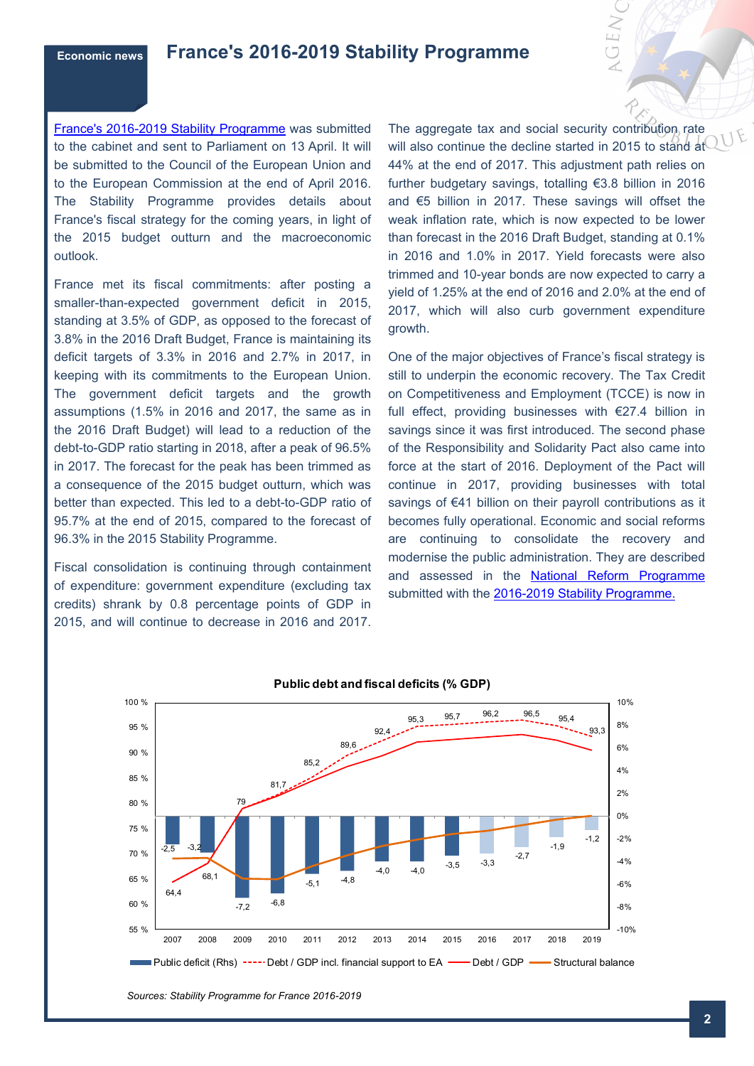Economic news

# France's 2016-2019 Stability Programme

France's 2016-2019 Stability Programme was submitted to the cabinet and sent to Parliament on 13 April. It will be submitted to the Council of the European Union and to the European Commission at the end of April 2016. The Stability Programme provides details about France's fiscal strategy for the coming years, in light of the 2015 budget outturn and the macroeconomic outlook.

France met its fiscal commitments: after posting a smaller-than-expected government deficit in 2015, standing at 3.5% of GDP, as opposed to the forecast of 3.8% in the 2016 Draft Budget, France is maintaining its deficit targets of 3.3% in 2016 and 2.7% in 2017, in keeping with its commitments to the European Union. The government deficit targets and the growth assumptions (1.5% in 2016 and 2017, the same as in the 2016 Draft Budget) will lead to a reduction of the debt-to-GDP ratio starting in 2018, after a peak of 96.5% in 2017. The forecast for the peak has been trimmed as a consequence of the 2015 budget outturn, which was better than expected. This led to a debt-to-GDP ratio of 95.7% at the end of 2015, compared to the forecast of 96.3% in the 2015 Stability Programme.

Fiscal consolidation is continuing through containment of expenditure: government expenditure (excluding tax credits) shrank by 0.8 percentage points of GDP in 2015, and will continue to decrease in 2016 and 2017. The aggregate tax and social security contribution rate will also continue the decline started in 2015 to stand at 44% at the end of 2017. This adjustment path relies on further budgetary savings, totalling €3.8 billion in 2016 and €5 billion in 2017. These savings will offset the weak inflation rate, which is now expected to be lower than forecast in the 2016 Draft Budget, standing at 0.1% in 2016 and 1.0% in 2017. Yield forecasts were also trimmed and 10-year bonds are now expected to carry a yield of 1.25% at the end of 2016 and 2.0% at the end of 2017, which will also curb government expenditure growth.

One of the major objectives of France's fiscal strategy is still to underpin the economic recovery. The Tax Credit on Competitiveness and Employment (TCCE) is now in full effect, providing businesses with €27.4 billion in savings since it was first introduced. The second phase of the Responsibility and Solidarity Pact also came into force at the start of 2016. Deployment of the Pact will continue in 2017, providing businesses with total savings of €41 billion on their payroll contributions as it becomes fully operational. Economic and social reforms are continuing to consolidate the recovery and modernise the public administration. They are described and assessed in the National Reform Programme submitted with the 2016-2019 Stability Programme.

**Public debt and fiscal deficits (% GDP)**

100 % 95 % 90 % 85 % 80 % 75 % 70 % 65 % 60 % 55 %

10% 8% 6% 4% 2% 0% -2% -4% -6% -8% -10%

2007 2008 2009 2010 2011 2012 2013 2014 2015 2016 2017 2018 2019

64,4 68,1 79 81,7 85,2 89,6 92,4 95,3 95,7 96,2 96,5 95,4 93,3

-2,5 -3,2 -7,2 -6,8 -5,1 -4,8 -4,0 -4,0 -3,5 -3,3 -2,7 -1,9 -1,2

Public deficit (Rhs) | Debt / GDP incl. financial support to EA | Debt / GDP | Structural balance

*Sources: Stability Programme for France 2016-2019*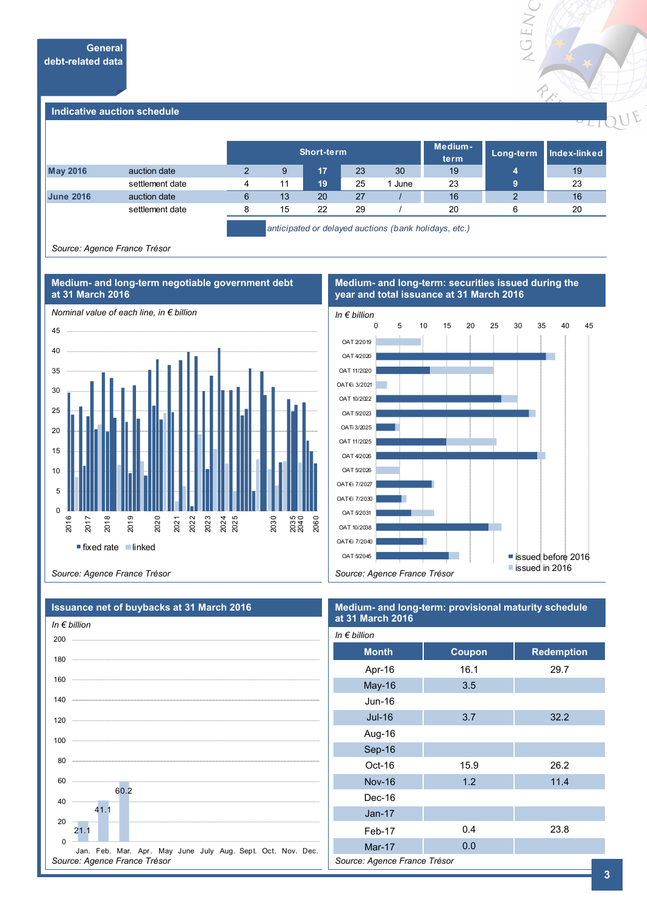## General debt-related data

### Indicative auction schedule

| | | Short-term | | | | | Medium-term | Long-term | Index-linked |
|---|---|---|---|---|---|---|---|---|---|
| **May 2016** | auction date | 2 | 9 | 17 | 23 | 30 | 19 | 4 | 19 |
| | settlement date | 4 | 11 | 19 | 25 | 1 June | 23 | 9 | 23 |
| **June 2016** | auction date | 6 | 13 | 20 | 27 | / | 16 | 2 | 16 |
| | settlement date | 8 | 15 | 22 | 29 | / | 20 | 6 | 20 |

*anticipated or delayed auctions (bank holidays, etc.)*

*Source: Agence France Trésor*

### Medium- and long-term negotiable government debt at 31 March 2016

*Nominal value of each line, in € billion*

45
40
35
30
25
20
15
10
5
0

2016 2017 2018 2019 2020 2021 2022 2023 2024 2025 2030 2035 2040 2060

fixed rate linked

*Source: Agence France Trésor*

### Medium- and long-term: securities issued during the year and total issuance at 31 March 2016

*In € billion*

0 5 10 15 20 25 30 35 40 45

OAT 2/2019
OAT 4/2020
OAT 11/2020
OAT€i 3/2021
OAT 10/2022
OAT 5/2023
OATi 3/2025
OAT 11/2025
OAT 4/2026
OAT 5/2026
OAT€i 7/2027
OAT€i 7/2030
OAT 5/2031
OAT 10/2038
OAT€i 7/2040
OAT 5/2045

issued before 2016
issued in 2016

*Source: Agence France Trésor*

### Issuance net of buybacks at 31 March 2016

*In € billion*

200
180
160
140
120
100
80
60
40
20
0

21.1
41.1
60.2

Jan. Feb. Mar. Apr. May June July Aug. Sept. Oct. Nov. Dec.

*Source: Agence France Trésor*

### Medium- and long-term: provisional maturity schedule at 31 March 2016

*In € billion*

| Month | Coupon | Redemption |
|---|---|---|
| Apr-16 | 16.1 | 29.7 |
| May-16 | 3.5 | |
| Jun-16 | | |
| Jul-16 | 3.7 | 32.2 |
| Aug-16 | | |
| Sep-16 | | |
| Oct-16 | 15.9 | 26.2 |
| Nov-16 | 1.2 | 11.4 |
| Dec-16 | | |
| Jan-17 | | |
| Feb-17 | 0.4 | 23.8 |
| Mar-17 | 0.0 | |

*Source: Agence France Trésor*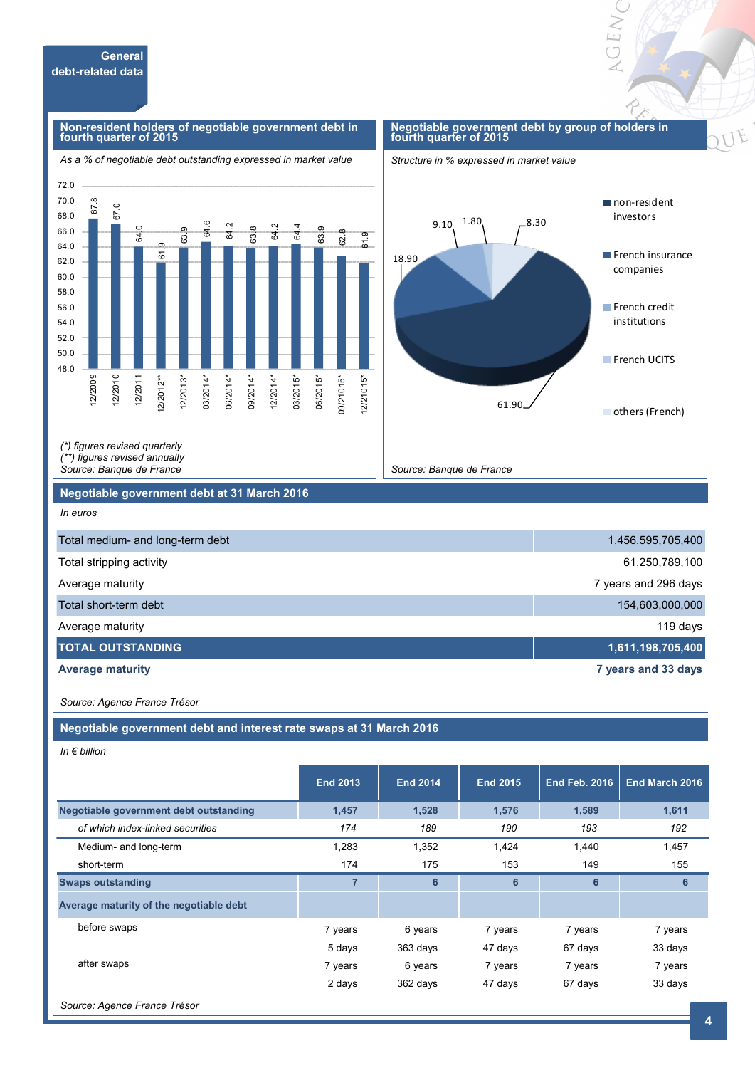## General debt-related data

### Non-resident holders of negotiable government debt in fourth quarter of 2015

*As a % of negotiable debt outstanding expressed in market value*

72.0
70.0
68.0
66.0
64.0
62.0
60.0
58.0
56.0
54.0
52.0
50.0
48.0

67.8 67.0 64.0 61.9 63.9 64.6 64.2 63.8 64.2 64.4 63.9 62.8 61.9

12/2009 12/2010 12/2011 12/2012** 12/2013* 03/2014* 06/2014* 09/2014* 12/2014* 03/2015* 06/2015* 09/2015* 12/2015*

*(\*) figures revised quarterly*
*(\*\*) figures revised annually*
*Source: Banque de France*

### Negotiable government debt by group of holders in fourth quarter of 2015

*Structure in % expressed in market value*

9.10 1.80 8.30
18.90
61.90

- non-resident investors
- French insurance companies
- French credit institutions
- French UCITS
- others (French)

*Source: Banque de France*

### Negotiable government debt at 31 March 2016

*In euros*

| | |
|---|---|
| Total medium- and long-term debt | 1,456,595,705,400 |
| Total stripping activity | 61,250,789,100 |
| Average maturity | 7 years and 296 days |
| Total short-term debt | 154,603,000,000 |
| Average maturity | 119 days |
| **TOTAL OUTSTANDING** | **1,611,198,705,400** |
| **Average maturity** | **7 years and 33 days** |

*Source: Agence France Trésor*

### Negotiable government debt and interest rate swaps at 31 March 2016

*In € billion*

| | End 2013 | End 2014 | End 2015 | End Feb. 2016 | End March 2016 |
|---|---|---|---|---|---|
| **Negotiable government debt outstanding** | **1,457** | **1,528** | **1,576** | **1,589** | **1,611** |
| *of which index-linked securities* | *174* | *189* | *190* | *193* | *192* |
| Medium- and long-term | 1,283 | 1,352 | 1,424 | 1,440 | 1,457 |
| short-term | 174 | 175 | 153 | 149 | 155 |
| **Swaps outstanding** | **7** | **6** | **6** | **6** | **6** |
| **Average maturity of the negotiable debt** | | | | | |
| before swaps | 7 years 5 days | 6 years 363 days | 7 years 47 days | 7 years 67 days | 7 years 33 days |
| after swaps | 7 years 2 days | 6 years 362 days | 7 years 47 days | 7 years 67 days | 7 years 33 days |

*Source: Agence France Trésor*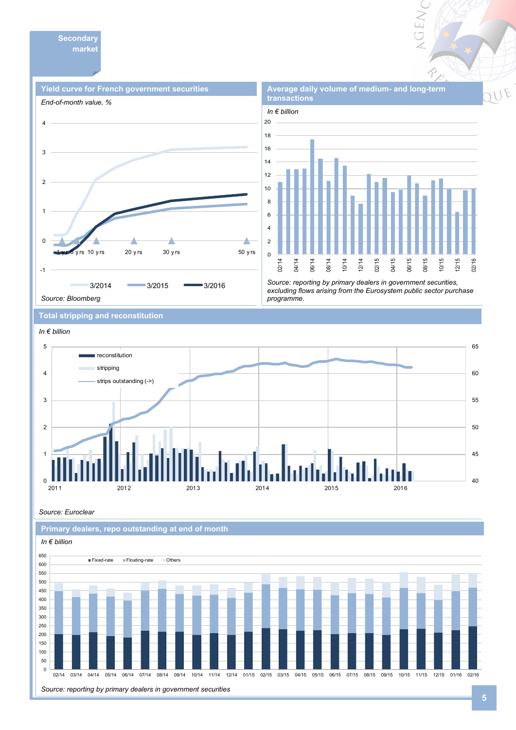## Secondary market

### Yield curve for French government securities

*End-of-month value, %*

4
3
2
1
0
-1

1 yr 5 yrs 10 yrs 20 yrs 30 yrs 50 yrs

3/2014 3/2015 3/2016

*Source: Bloomberg*

### Average daily volume of medium- and long-term transactions

*In € billion*

20
18
16
14
12
10
8
6
4
2
0

02/14 04/14 06/14 08/14 10/14 12/14 02/15 04/15 06/15 08/15 10/15 12/15 02/16

*Source: reporting by primary dealers in government securities, excluding flows arising from the Eurosystem public sector purchase programme.*

### Total stripping and reconstitution

*In € billion*

5
4
3
2
1
0

65
60
55
50
45
40

reconstitution
stripping
strips outstanding (->)

2011 2012 2013 2014 2015 2016

*Source: Euroclear*

### Primary dealers, repo outstanding at end of month

*In € billion*

650
600
550
500
450
400
350
300
250
200
150
100
50
0

Fixed-rate Floating-rate Others

02/14 03/14 04/14 05/14 06/14 07/14 08/14 09/14 10/14 11/14 12/14 01/15 02/15 03/15 04/15 05/15 06/15 07/15 08/15 09/15 10/15 11/15 12/15 01/16 02/16

*Source: reporting by primary dealers in government securities*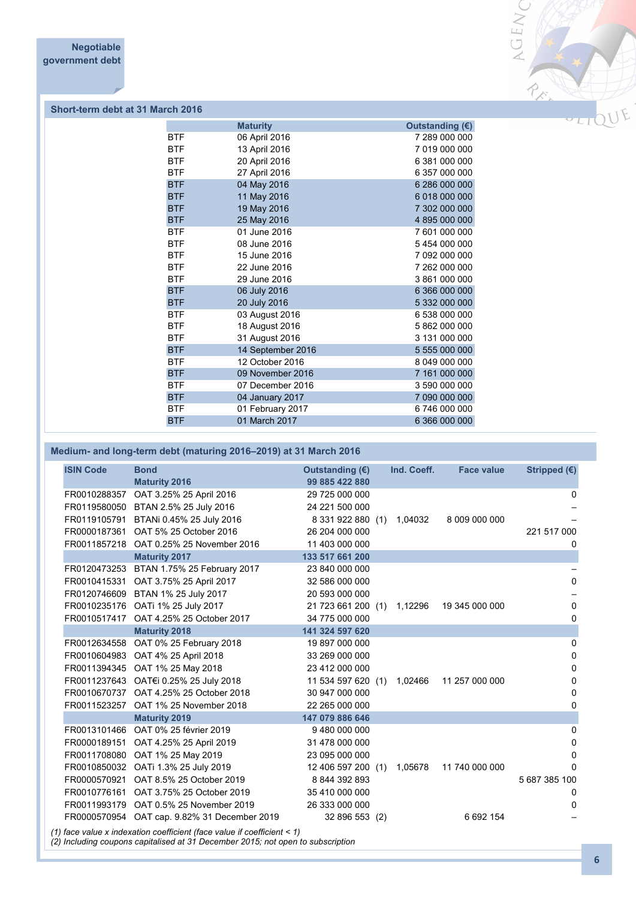## Negotiable government debt

### Short-term debt at 31 March 2016

| | Maturity | Outstanding (€) |
|---|---|---|
| BTF | 06 April 2016 | 7 289 000 000 |
| BTF | 13 April 2016 | 7 019 000 000 |
| BTF | 20 April 2016 | 6 381 000 000 |
| BTF | 27 April 2016 | 6 357 000 000 |
| BTF | 04 May 2016 | 6 286 000 000 |
| BTF | 11 May 2016 | 6 018 000 000 |
| BTF | 19 May 2016 | 7 302 000 000 |
| BTF | 25 May 2016 | 4 895 000 000 |
| BTF | 01 June 2016 | 7 601 000 000 |
| BTF | 08 June 2016 | 5 454 000 000 |
| BTF | 15 June 2016 | 7 092 000 000 |
| BTF | 22 June 2016 | 7 262 000 000 |
| BTF | 29 June 2016 | 3 861 000 000 |
| BTF | 06 July 2016 | 6 366 000 000 |
| BTF | 20 July 2016 | 5 332 000 000 |
| BTF | 03 August 2016 | 6 538 000 000 |
| BTF | 18 August 2016 | 5 862 000 000 |
| BTF | 31 August 2016 | 3 131 000 000 |
| BTF | 14 September 2016 | 5 555 000 000 |
| BTF | 12 October 2016 | 8 049 000 000 |
| BTF | 09 November 2016 | 7 161 000 000 |
| BTF | 07 December 2016 | 3 590 000 000 |
| BTF | 04 January 2017 | 7 090 000 000 |
| BTF | 01 February 2017 | 6 746 000 000 |
| BTF | 01 March 2017 | 6 366 000 000 |

### Medium- and long-term debt (maturing 2016–2019) at 31 March 2016

| ISIN Code | Bond | Outstanding (€) | | Ind. Coeff. | Face value | Stripped (€) |
|---|---|---|---|---|---|---|
| | **Maturity 2016** | **99 885 422 880** | | | | |
| FR0010288357 | OAT 3.25% 25 April 2016 | 29 725 000 000 | | | | 0 |
| FR0119580050 | BTAN 2.5% 25 July 2016 | 24 221 500 000 | | | | – |
| FR0119105791 | BTANi 0.45% 25 July 2016 | 8 331 922 880 | (1) | 1,04032 | 8 009 000 000 | – |
| FR0000187361 | OAT 5% 25 October 2016 | 26 204 000 000 | | | | 221 517 000 |
| FR0011857218 | OAT 0.25% 25 November 2016 | 11 403 000 000 | | | | 0 |
| | **Maturity 2017** | **133 517 661 200** | | | | |
| FR0120473253 | BTAN 1.75% 25 February 2017 | 23 840 000 000 | | | | – |
| FR0010415331 | OAT 3.75% 25 April 2017 | 32 586 000 000 | | | | 0 |
| FR0120746609 | BTAN 1% 25 July 2017 | 20 593 000 000 | | | | – |
| FR0010235176 | OATi 1% 25 July 2017 | 21 723 661 200 | (1) | 1,12296 | 19 345 000 000 | 0 |
| FR0010517417 | OAT 4.25% 25 October 2017 | 34 775 000 000 | | | | 0 |
| | **Maturity 2018** | **141 324 597 620** | | | | |
| FR0012634558 | OAT 0% 25 February 2018 | 19 897 000 000 | | | | 0 |
| FR0010604983 | OAT 4% 25 April 2018 | 33 269 000 000 | | | | 0 |
| FR0011394345 | OAT 1% 25 May 2018 | 23 412 000 000 | | | | 0 |
| FR0011237643 | OAT€i 0.25% 25 July 2018 | 11 534 597 620 | (1) | 1,02466 | 11 257 000 000 | 0 |
| FR0010670737 | OAT 4.25% 25 October 2018 | 30 947 000 000 | | | | 0 |
| FR0011523257 | OAT 1% 25 November 2018 | 22 265 000 000 | | | | 0 |
| | **Maturity 2019** | **147 079 886 646** | | | | |
| FR0013101466 | OAT 0% 25 février 2019 | 9 480 000 000 | | | | 0 |
| FR0000189151 | OAT 4.25% 25 April 2019 | 31 478 000 000 | | | | 0 |
| FR0011708080 | OAT 1% 25 May 2019 | 23 095 000 000 | | | | 0 |
| FR0010850032 | OATi 1.3% 25 July 2019 | 12 406 597 200 | (1) | 1,05678 | 11 740 000 000 | 0 |
| FR0000570921 | OAT 8.5% 25 October 2019 | 8 844 392 893 | | | | 5 687 385 100 |
| FR0010776161 | OAT 3.75% 25 October 2019 | 35 410 000 000 | | | | 0 |
| FR0011993179 | OAT 0.5% 25 November 2019 | 26 333 000 000 | | | | 0 |
| FR0000570954 | OAT cap. 9.82% 31 December 2019 | 32 896 553 | (2) | | 6 692 154 | – |

*(1) face value x indexation coefficient (face value if coefficient < 1)*
*(2) Including coupons capitalised at 31 December 2015; not open to subscription*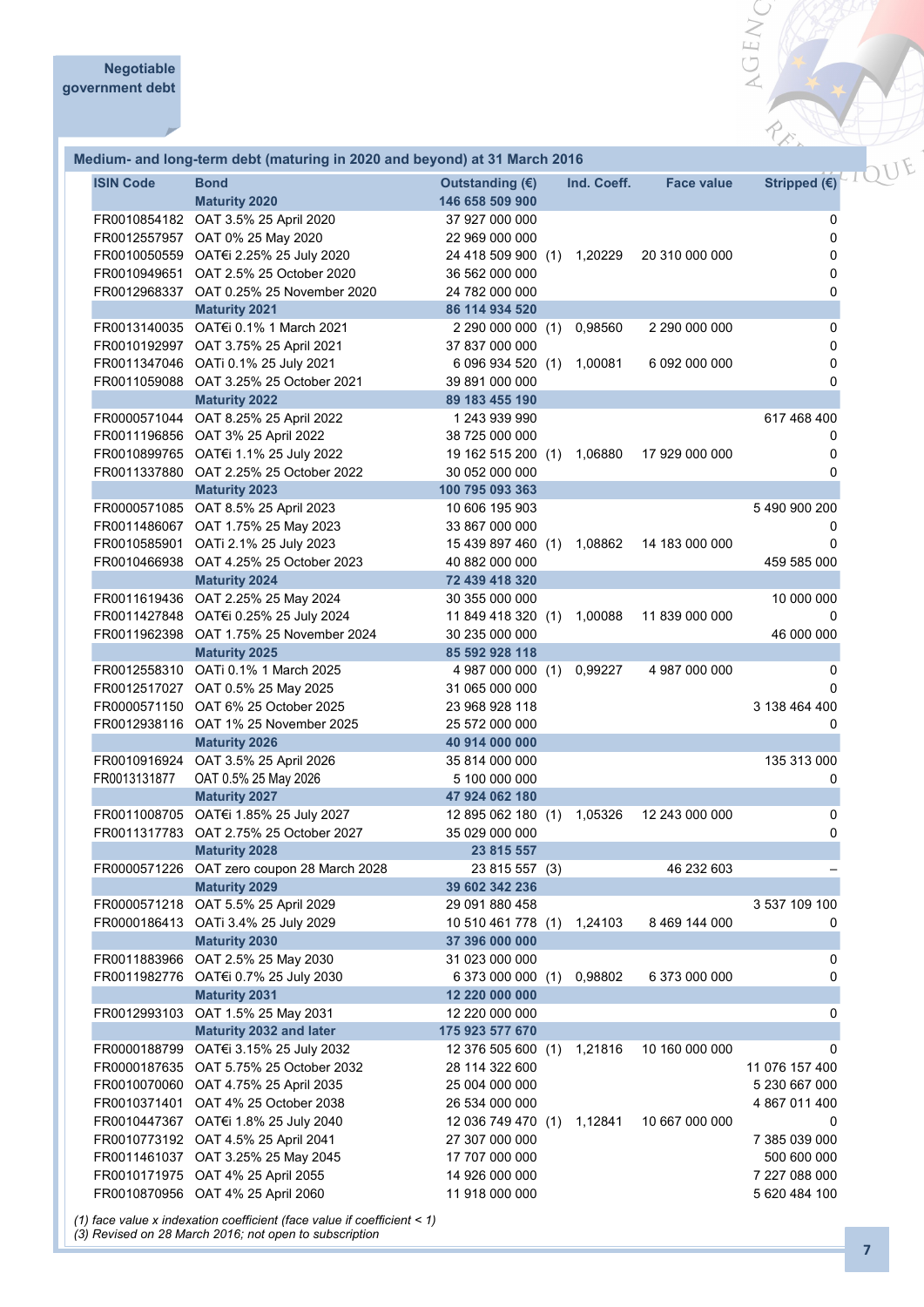## Negotiable government debt

### Medium- and long-term debt (maturing in 2020 and beyond) at 31 March 2016

| ISIN Code | Bond | Outstanding (€) | | Ind. Coeff. | Face value | Stripped (€) |
|---|---|---|---|---|---|---|
| | **Maturity 2020** | **146 658 509 900** | | | | |
| FR0010854182 | OAT 3.5% 25 April 2020 | 37 927 000 000 | | | | 0 |
| FR0012557957 | OAT 0% 25 May 2020 | 22 969 000 000 | | | | 0 |
| FR0010050559 | OAT€i 2.25% 25 July 2020 | 24 418 509 900 | (1) | 1,20229 | 20 310 000 000 | 0 |
| FR0010949651 | OAT 2.5% 25 October 2020 | 36 562 000 000 | | | | 0 |
| FR0012968337 | OAT 0.25% 25 November 2020 | 24 782 000 000 | | | | 0 |
| | **Maturity 2021** | **86 114 934 520** | | | | |
| FR0013140035 | OAT€i 0.1% 1 March 2021 | 2 290 000 000 | (1) | 0,98560 | 2 290 000 000 | 0 |
| FR0010192997 | OAT 3.75% 25 April 2021 | 37 837 000 000 | | | | 0 |
| FR0011347046 | OATi 0.1% 25 July 2021 | 6 096 934 520 | (1) | 1,00081 | 6 092 000 000 | 0 |
| FR0011059088 | OAT 3.25% 25 October 2021 | 39 891 000 000 | | | | 0 |
| | **Maturity 2022** | **89 183 455 190** | | | | |
| FR0000571044 | OAT 8.25% 25 April 2022 | 1 243 939 990 | | | | 617 468 400 |
| FR0011196856 | OAT 3% 25 April 2022 | 38 725 000 000 | | | | 0 |
| FR0010899765 | OAT€i 1.1% 25 July 2022 | 19 162 515 200 | (1) | 1,06880 | 17 929 000 000 | 0 |
| FR0011337880 | OAT 2.25% 25 October 2022 | 30 052 000 000 | | | | 0 |
| | **Maturity 2023** | **100 795 093 363** | | | | |
| FR0000571085 | OAT 8.5% 25 April 2023 | 10 606 195 903 | | | | 5 490 900 200 |
| FR0011486067 | OAT 1.75% 25 May 2023 | 33 867 000 000 | | | | 0 |
| FR0010585901 | OATi 2.1% 25 July 2023 | 15 439 897 460 | (1) | 1,08862 | 14 183 000 000 | 0 |
| FR0010466938 | OAT 4.25% 25 October 2023 | 40 882 000 000 | | | | 459 585 000 |
| | **Maturity 2024** | **72 439 418 320** | | | | |
| FR0011619436 | OAT 2.25% 25 May 2024 | 30 355 000 000 | | | | 10 000 000 |
| FR0011427848 | OAT€i 0.25% 25 July 2024 | 11 849 418 320 | (1) | 1,00088 | 11 839 000 000 | 0 |
| FR0011962398 | OAT 1.75% 25 November 2024 | 30 235 000 000 | | | | 46 000 000 |
| | **Maturity 2025** | **85 592 928 118** | | | | |
| FR0012558310 | OATi 0.1% 1 March 2025 | 4 987 000 000 | (1) | 0,99227 | 4 987 000 000 | 0 |
| FR0012517027 | OAT 0.5% 25 May 2025 | 31 065 000 000 | | | | 0 |
| FR0000571150 | OAT 6% 25 October 2025 | 23 968 928 118 | | | | 3 138 464 400 |
| FR0012938116 | OAT 1% 25 November 2025 | 25 572 000 000 | | | | 0 |
| | **Maturity 2026** | **40 914 000 000** | | | | |
| FR0010916924 | OAT 3.5% 25 April 2026 | 35 814 000 000 | | | | 135 313 000 |
| FR0013131877 | OAT 0.5% 25 May 2026 | 5 100 000 000 | | | | 0 |
| | **Maturity 2027** | **47 924 062 180** | | | | |
| FR0011008705 | OAT€i 1.85% 25 July 2027 | 12 895 062 180 | (1) | 1,05326 | 12 243 000 000 | 0 |
| FR0011317783 | OAT 2.75% 25 October 2027 | 35 029 000 000 | | | | 0 |
| | **Maturity 2028** | **23 815 557** | | | | |
| FR0000571226 | OAT zero coupon 28 March 2028 | 23 815 557 | (3) | | 46 232 603 | – |
| | **Maturity 2029** | **39 602 342 236** | | | | |
| FR0000571218 | OAT 5.5% 25 April 2029 | 29 091 880 458 | | | | 3 537 109 100 |
| FR0000186413 | OATi 3.4% 25 July 2029 | 10 510 461 778 | (1) | 1,24103 | 8 469 144 000 | 0 |
| | **Maturity 2030** | **37 396 000 000** | | | | |
| FR0011883966 | OAT 2.5% 25 May 2030 | 31 023 000 000 | | | | 0 |
| FR0011982776 | OAT€i 0.7% 25 July 2030 | 6 373 000 000 | (1) | 0,98802 | 6 373 000 000 | 0 |
| | **Maturity 2031** | **12 220 000 000** | | | | |
| FR0012993103 | OAT 1.5% 25 May 2031 | 12 220 000 000 | | | | 0 |
| | **Maturity 2032 and later** | **175 923 577 670** | | | | |
| FR0000188799 | OAT€i 3.15% 25 July 2032 | 12 376 505 600 | (1) | 1,21816 | 10 160 000 000 | 0 |
| FR0000187635 | OAT 5.75% 25 October 2032 | 28 114 322 600 | | | | 11 076 157 400 |
| FR0010070060 | OAT 4.75% 25 April 2035 | 25 004 000 000 | | | | 5 230 667 000 |
| FR0010371401 | OAT 4% 25 October 2038 | 26 534 000 000 | | | | 4 867 011 400 |
| FR0010447367 | OAT€i 1.8% 25 July 2040 | 12 036 749 470 | (1) | 1,12841 | 10 667 000 000 | 0 |
| FR0010773192 | OAT 4.5% 25 April 2041 | 27 307 000 000 | | | | 7 385 039 000 |
| FR0011461037 | OAT 3.25% 25 May 2045 | 17 707 000 000 | | | | 500 600 000 |
| FR0010171975 | OAT 4% 25 April 2055 | 14 926 000 000 | | | | 7 227 088 000 |
| FR0010870956 | OAT 4% 25 April 2060 | 11 918 000 000 | | | | 5 620 484 100 |

*(1) face value x indexation coefficient (face value if coefficient < 1)*
*(3) Revised on 28 March 2016; not open to subscription*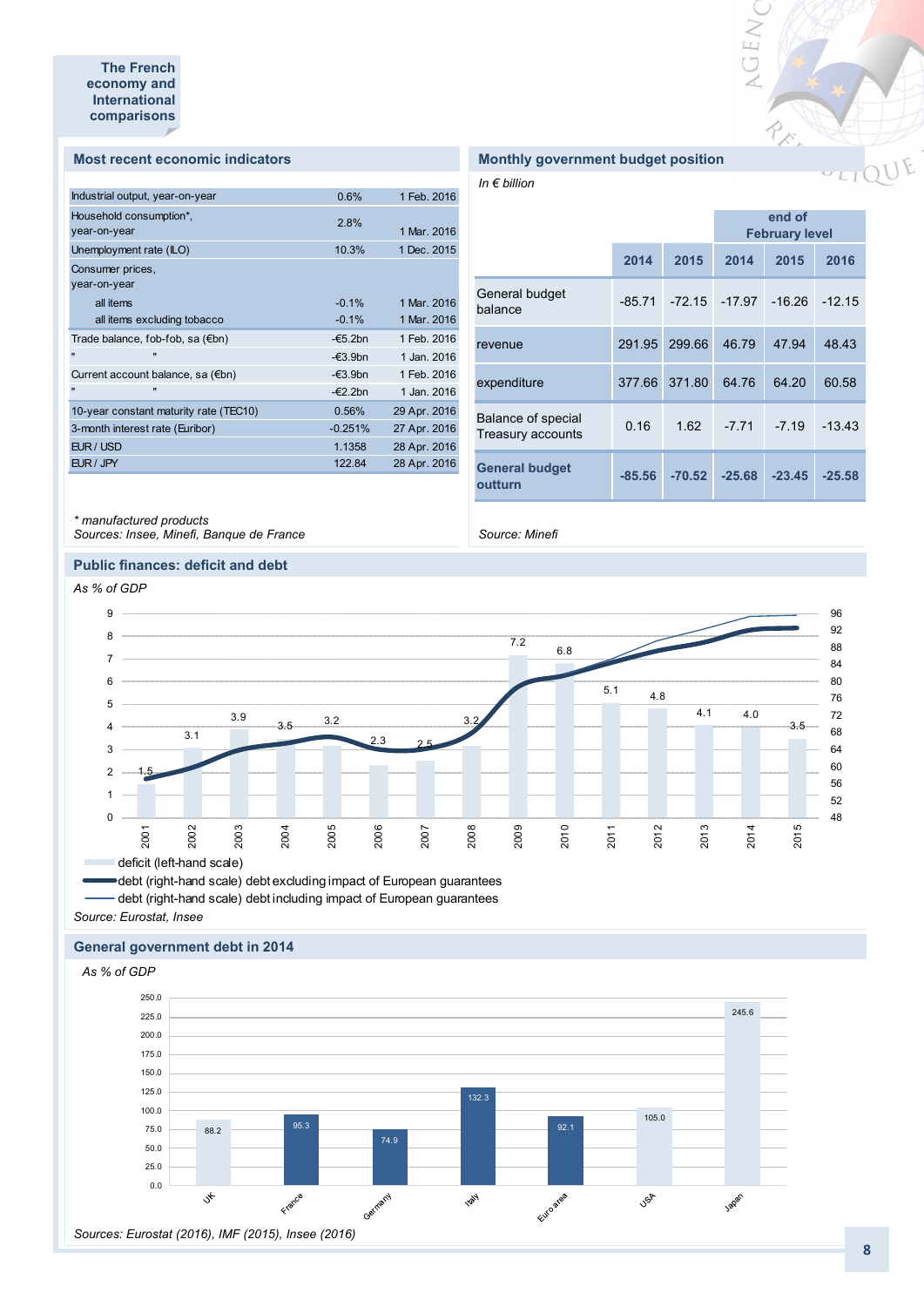The French economy and International comparisons

## Most recent economic indicators

| | | |
|---|---|---|
| Industrial output, year-on-year | 0.6% | 1 Feb. 2016 |
| Household consumption*, year-on-year | 2.8% | 1 Mar. 2016 |
| Unemployment rate (ILO) | 10.3% | 1 Dec. 2015 |
| Consumer prices, year-on-year | | |
| all items | -0.1% | 1 Mar. 2016 |
| all items excluding tobacco | -0.1% | 1 Mar. 2016 |
| Trade balance, fob-fob, sa (€bn) | -€5.2bn | 1 Feb. 2016 |
| " " | -€3.9bn | 1 Jan. 2016 |
| Current account balance, sa (€bn) | -€3.9bn | 1 Feb. 2016 |
| " " | -€2.2bn | 1 Jan. 2016 |
| 10-year constant maturity rate (TEC10) | 0.56% | 29 Apr. 2016 |
| 3-month interest rate (Euribor) | -0.251% | 27 Apr. 2016 |
| EUR / USD | 1.1358 | 28 Apr. 2016 |
| EUR / JPY | 122.84 | 28 Apr. 2016 |

\* manufactured products
Sources: Insee, Minefi, Banque de France

## Monthly government budget position

*In € billion*

| | | | end of February level | | |
|---|---|---|---|---|---|
| | 2014 | 2015 | 2014 | 2015 | 2016 |
| General budget balance | -85.71 | -72.15 | -17.97 | -16.26 | -12.15 |
| revenue | 291.95 | 299.66 | 46.79 | 47.94 | 48.43 |
| expenditure | 377.66 | 371.80 | 64.76 | 64.20 | 60.58 |
| Balance of special Treasury accounts | 0.16 | 1.62 | -7.71 | -7.19 | -13.43 |
| **General budget outturn** | **-85.56** | **-70.52** | **-25.68** | **-23.45** | **-25.58** |

*Source: Minefi*

## Public finances: deficit and debt

*As % of GDP*

Left scale: 0, 1, 2, 3, 4, 5, 6, 7, 8, 9
Right scale: 48, 52, 56, 60, 64, 68, 72, 76, 80, 84, 88, 92, 96

2001: 1.5
2002: 3.1
2003: 3.9
2004: 3.5
2005: 3.2
2006: 2.3
2007: 2.5
2008: 3.2
2009: 7.2
2010: 6.8
2011: 5.1
2012: 4.8
2013: 4.1
2014: 4.0
2015: 3.5

deficit (left-hand scale)
debt (right-hand scale) debt excluding impact of European guarantees
debt (right-hand scale) debt including impact of European guarantees

Source: Eurostat, Insee

## General government debt in 2014

*As % of GDP*

0.0, 25.0, 50.0, 75.0, 100.0, 125.0, 150.0, 175.0, 200.0, 225.0, 250.0

UK: 88.2
France: 95.3
Germany: 74.9
Italy: 132.3
Euro area: 92.1
USA: 105.0
Japan: 245.6

*Sources: Eurostat (2016), IMF (2015), Insee (2016)*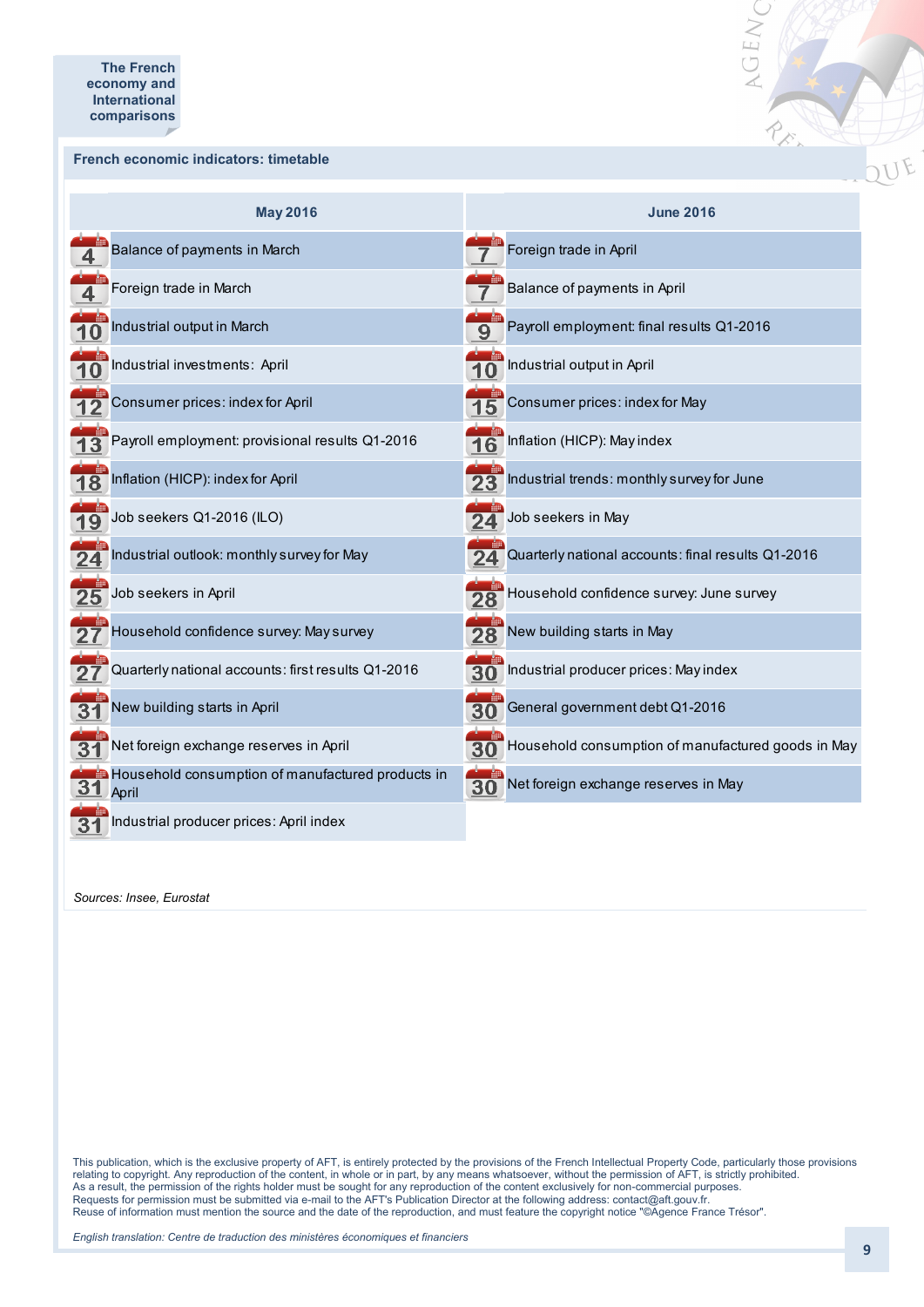The French economy and International comparisons

## French economic indicators: timetable

| May 2016 | | June 2016 | |
|---|---|---|---|
| 4 | Balance of payments in March | 7 | Foreign trade in April |
| 4 | Foreign trade in March | 7 | Balance of payments in April |
| 10 | Industrial output in March | 9 | Payroll employment: final results Q1-2016 |
| 10 | Industrial investments: April | 10 | Industrial output in April |
| 12 | Consumer prices: index for April | 15 | Consumer prices: index for May |
| 13 | Payroll employment: provisional results Q1-2016 | 16 | Inflation (HICP): May index |
| 18 | Inflation (HICP): index for April | 23 | Industrial trends: monthly survey for June |
| 19 | Job seekers Q1-2016 (ILO) | 24 | Job seekers in May |
| 24 | Industrial outlook: monthly survey for May | 24 | Quarterly national accounts: final results Q1-2016 |
| 25 | Job seekers in April | 28 | Household confidence survey: June survey |
| 27 | Household confidence survey: May survey | 28 | New building starts in May |
| 27 | Quarterly national accounts: first results Q1-2016 | 30 | Industrial producer prices: May index |
| 31 | New building starts in April | 30 | General government debt Q1-2016 |
| 31 | Net foreign exchange reserves in April | 30 | Household consumption of manufactured goods in May |
| 31 | Household consumption of manufactured products in April | 30 | Net foreign exchange reserves in May |
| 31 | Industrial producer prices: April index | | |

*Sources: Insee, Eurostat*

This publication, which is the exclusive property of AFT, is entirely protected by the provisions of the French Intellectual Property Code, particularly those provisions relating to copyright. Any reproduction of the content, in whole or in part, by any means whatsoever, without the permission of AFT, is strictly prohibited.
As a result, the permission of the rights holder must be sought for any reproduction of the content exclusively for non-commercial purposes.
Requests for permission must be submitted via e-mail to the AFT's Publication Director at the following address: contact@aft.gouv.fr.
Reuse of information must mention the source and the date of the reproduction, and must feature the copyright notice "©Agence France Trésor".

*English translation: Centre de traduction des ministères économiques et financiers*